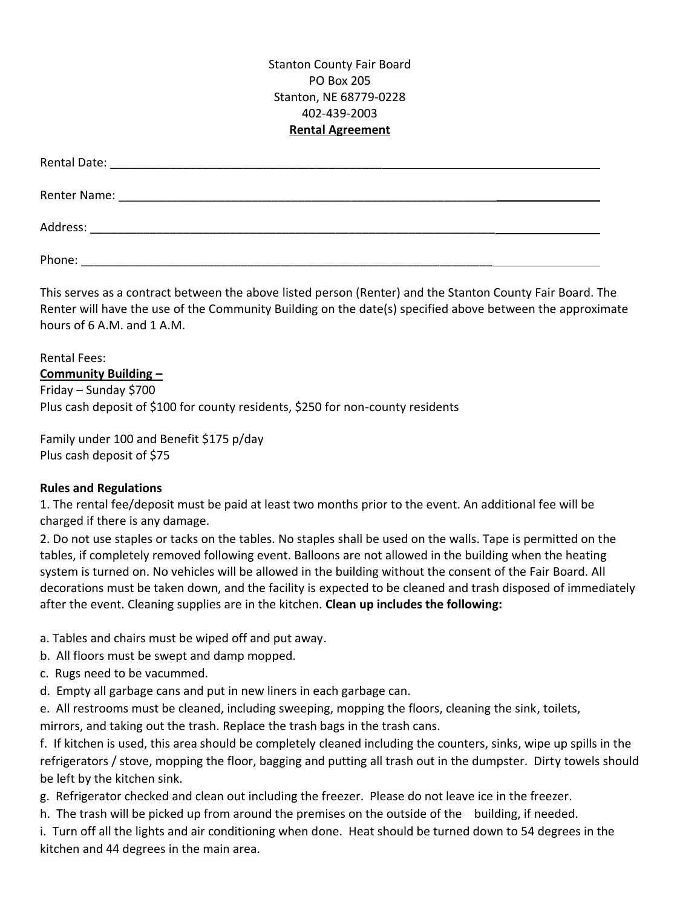Stanton County Fair Board
PO Box 205
Stanton, NE 68779-0228
402-439-2003

**Rental Agreement**

Rental Date: ______________________________________________________________________________

Renter Name: ______________________________________________________________________________

Address: ______________________________________________________________________________

Phone: ______________________________________________________________________________

This serves as a contract between the above listed person (Renter) and the Stanton County Fair Board. The Renter will have the use of the Community Building on the date(s) specified above between the approximate hours of 6 A.M. and 1 A.M.

Rental Fees:

**Community Building –**

Friday – Sunday $700
Plus cash deposit of $100 for county residents, $250 for non-county residents

Family under 100 and Benefit $175 p/day
Plus cash deposit of $75

**Rules and Regulations**

1. The rental fee/deposit must be paid at least two months prior to the event. An additional fee will be charged if there is any damage.
2. Do not use staples or tacks on the tables. No staples shall be used on the walls. Tape is permitted on the tables, if completely removed following event. Balloons are not allowed in the building when the heating system is turned on. No vehicles will be allowed in the building without the consent of the Fair Board. All decorations must be taken down, and the facility is expected to be cleaned and trash disposed of immediately after the event. Cleaning supplies are in the kitchen. **Clean up includes the following:**

a. Tables and chairs must be wiped off and put away.
b. All floors must be swept and damp mopped.
c. Rugs need to be vacummed.
d. Empty all garbage cans and put in new liners in each garbage can.
e. All restrooms must be cleaned, including sweeping, mopping the floors, cleaning the sink, toilets, mirrors, and taking out the trash. Replace the trash bags in the trash cans.
f. If kitchen is used, this area should be completely cleaned including the counters, sinks, wipe up spills in the refrigerators / stove, mopping the floor, bagging and putting all trash out in the dumpster. Dirty towels should be left by the kitchen sink.
g. Refrigerator checked and clean out including the freezer. Please do not leave ice in the freezer.
h. The trash will be picked up from around the premises on the outside of the building, if needed.
i. Turn off all the lights and air conditioning when done. Heat should be turned down to 54 degrees in the kitchen and 44 degrees in the main area.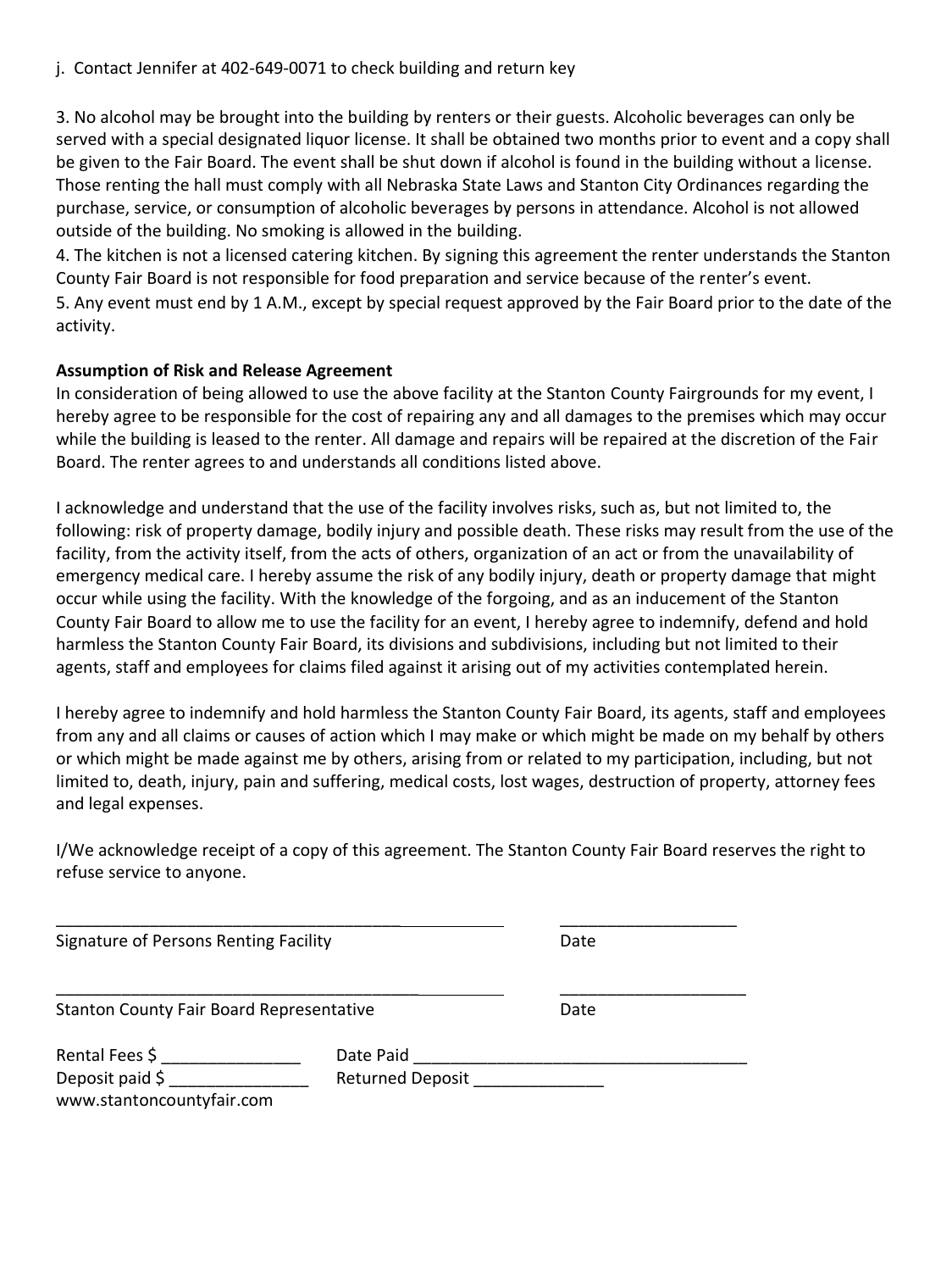j. Contact Jennifer at 402-649-0071 to check building and return key

3. No alcohol may be brought into the building by renters or their guests. Alcoholic beverages can only be served with a special designated liquor license. It shall be obtained two months prior to event and a copy shall be given to the Fair Board. The event shall be shut down if alcohol is found in the building without a license. Those renting the hall must comply with all Nebraska State Laws and Stanton City Ordinances regarding the purchase, service, or consumption of alcoholic beverages by persons in attendance. Alcohol is not allowed outside of the building. No smoking is allowed in the building.

4. The kitchen is not a licensed catering kitchen. By signing this agreement the renter understands the Stanton County Fair Board is not responsible for food preparation and service because of the renter's event.

5. Any event must end by 1 A.M., except by special request approved by the Fair Board prior to the date of the activity.

**Assumption of Risk and Release Agreement**

In consideration of being allowed to use the above facility at the Stanton County Fairgrounds for my event, I hereby agree to be responsible for the cost of repairing any and all damages to the premises which may occur while the building is leased to the renter. All damage and repairs will be repaired at the discretion of the Fair Board. The renter agrees to and understands all conditions listed above.

I acknowledge and understand that the use of the facility involves risks, such as, but not limited to, the following: risk of property damage, bodily injury and possible death. These risks may result from the use of the facility, from the activity itself, from the acts of others, organization of an act or from the unavailability of emergency medical care. I hereby assume the risk of any bodily injury, death or property damage that might occur while using the facility. With the knowledge of the forgoing, and as an inducement of the Stanton County Fair Board to allow me to use the facility for an event, I hereby agree to indemnify, defend and hold harmless the Stanton County Fair Board, its divisions and subdivisions, including but not limited to their agents, staff and employees for claims filed against it arising out of my activities contemplated herein.

I hereby agree to indemnify and hold harmless the Stanton County Fair Board, its agents, staff and employees from any and all claims or causes of action which I may make or which might be made on my behalf by others or which might be made against me by others, arising from or related to my participation, including, but not limited to, death, injury, pain and suffering, medical costs, lost wages, destruction of property, attorney fees and legal expenses.

I/We acknowledge receipt of a copy of this agreement. The Stanton County Fair Board reserves the right to refuse service to anyone.

_______________________________________________ _______________________

Signature of Persons Renting Facility Date

_______________________________________________ _______________________

Stanton County Fair Board Representative Date

Rental Fees $ _______________ Date Paid ____________________________________

Deposit paid $ _______________ Returned Deposit ______________

www.stantoncountyfair.com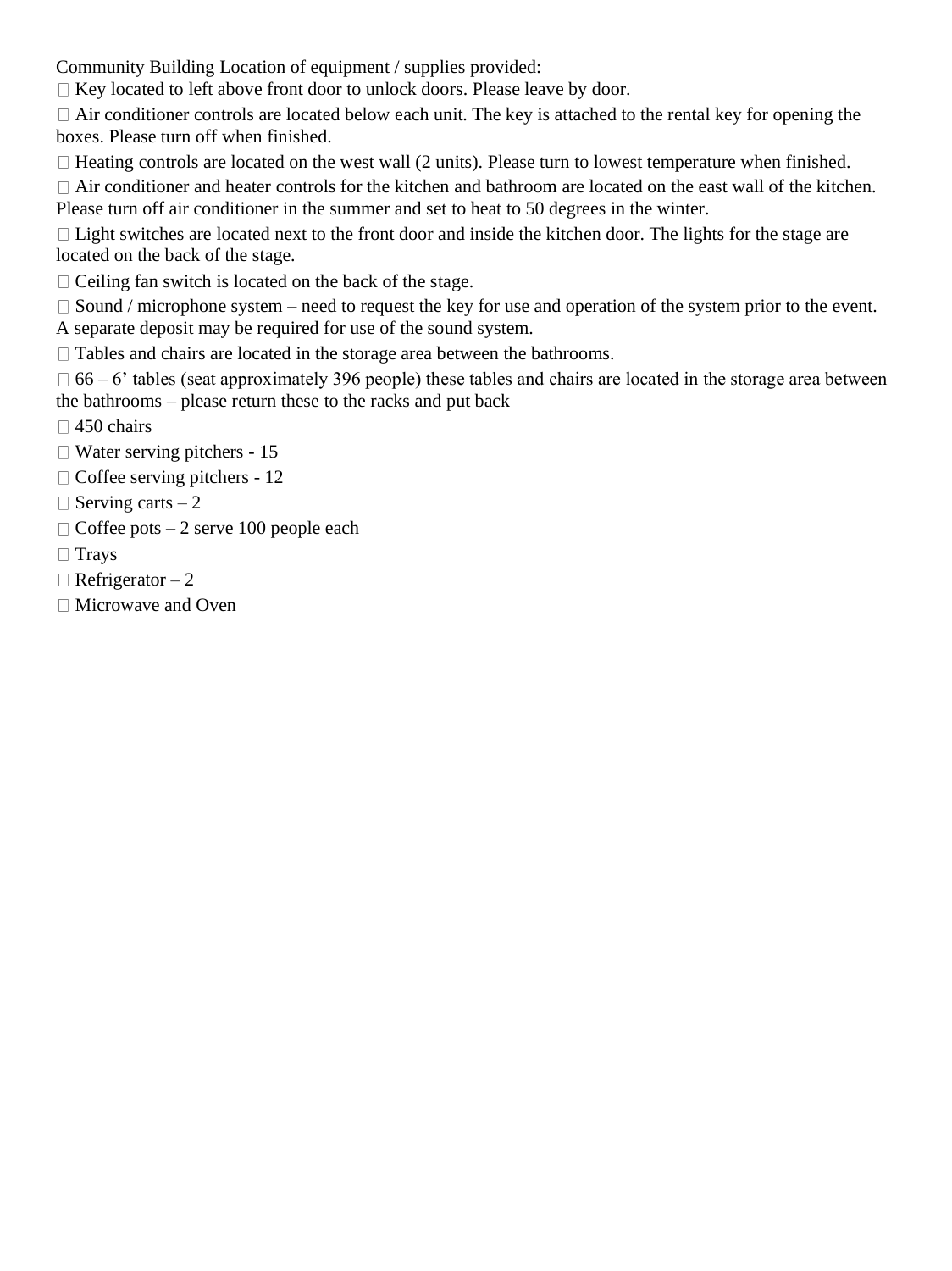Community Building Location of equipment / supplies provided:

- Key located to left above front door to unlock doors. Please leave by door.
- Air conditioner controls are located below each unit. The key is attached to the rental key for opening the boxes. Please turn off when finished.
- Heating controls are located on the west wall (2 units). Please turn to lowest temperature when finished.
- Air conditioner and heater controls for the kitchen and bathroom are located on the east wall of the kitchen. Please turn off air conditioner in the summer and set to heat to 50 degrees in the winter.
- Light switches are located next to the front door and inside the kitchen door. The lights for the stage are located on the back of the stage.
- Ceiling fan switch is located on the back of the stage.
- Sound / microphone system – need to request the key for use and operation of the system prior to the event. A separate deposit may be required for use of the sound system.
- Tables and chairs are located in the storage area between the bathrooms.
- 66 – 6' tables (seat approximately 396 people) these tables and chairs are located in the storage area between the bathrooms – please return these to the racks and put back
- 450 chairs
- Water serving pitchers - 15
- Coffee serving pitchers - 12
- Serving carts – 2
- Coffee pots – 2 serve 100 people each
- Trays
- Refrigerator – 2
- Microwave and Oven